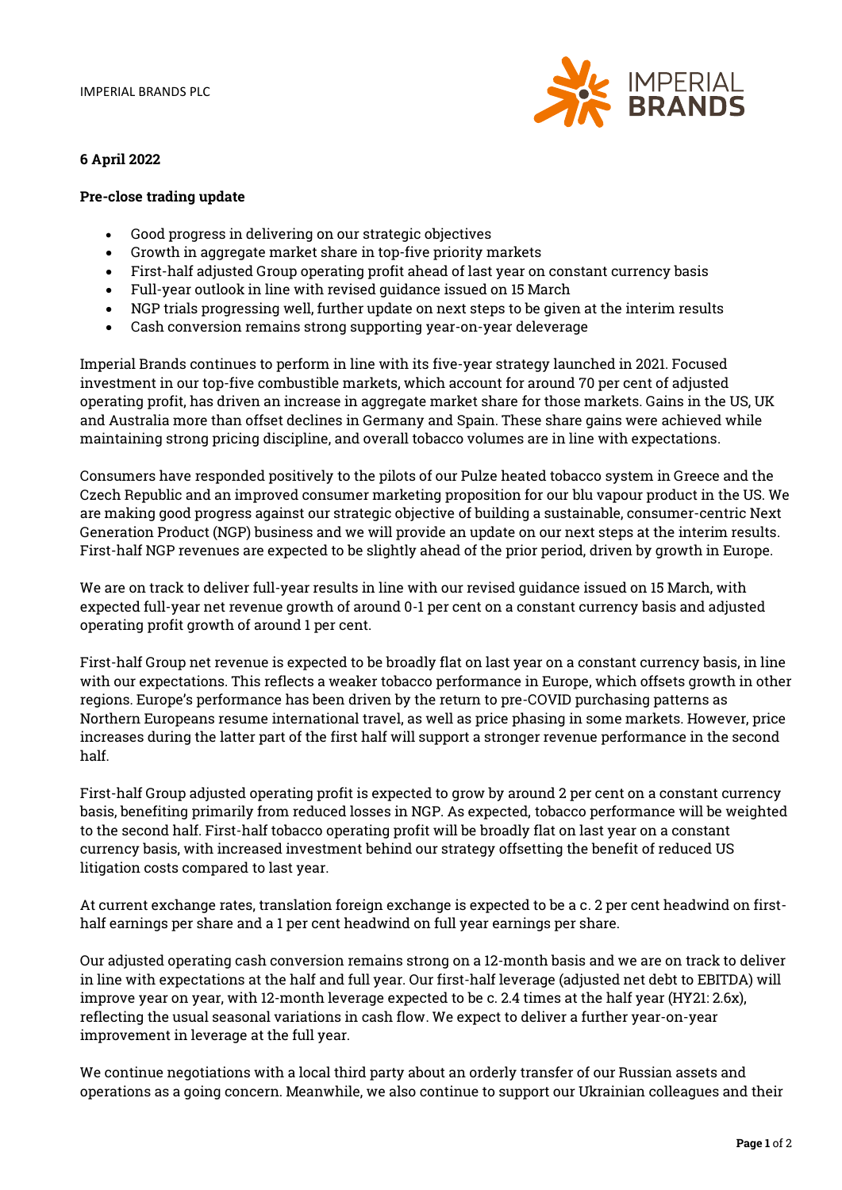IMPERIAL BRANDS PLC

**6 April 2022**

**Pre-close trading update**

- Good progress in delivering on our strategic objectives
- Growth in aggregate market share in top-five priority markets
- First-half adjusted Group operating profit ahead of last year on constant currency basis
- Full-year outlook in line with revised guidance issued on 15 March
- NGP trials progressing well, further update on next steps to be given at the interim results
- Cash conversion remains strong supporting year-on-year deleverage

Imperial Brands continues to perform in line with its five-year strategy launched in 2021. Focused investment in our top-five combustible markets, which account for around 70 per cent of adjusted operating profit, has driven an increase in aggregate market share for those markets. Gains in the US, UK and Australia more than offset declines in Germany and Spain. These share gains were achieved while maintaining strong pricing discipline, and overall tobacco volumes are in line with expectations.

Consumers have responded positively to the pilots of our Pulze heated tobacco system in Greece and the Czech Republic and an improved consumer marketing proposition for our blu vapour product in the US. We are making good progress against our strategic objective of building a sustainable, consumer-centric Next Generation Product (NGP) business and we will provide an update on our next steps at the interim results. First-half NGP revenues are expected to be slightly ahead of the prior period, driven by growth in Europe.

We are on track to deliver full-year results in line with our revised guidance issued on 15 March, with expected full-year net revenue growth of around 0-1 per cent on a constant currency basis and adjusted operating profit growth of around 1 per cent.

First-half Group net revenue is expected to be broadly flat on last year on a constant currency basis, in line with our expectations. This reflects a weaker tobacco performance in Europe, which offsets growth in other regions. Europe's performance has been driven by the return to pre-COVID purchasing patterns as Northern Europeans resume international travel, as well as price phasing in some markets. However, price increases during the latter part of the first half will support a stronger revenue performance in the second half.

First-half Group adjusted operating profit is expected to grow by around 2 per cent on a constant currency basis, benefiting primarily from reduced losses in NGP. As expected, tobacco performance will be weighted to the second half. First-half tobacco operating profit will be broadly flat on last year on a constant currency basis, with increased investment behind our strategy offsetting the benefit of reduced US litigation costs compared to last year.

At current exchange rates, translation foreign exchange is expected to be a c. 2 per cent headwind on first-half earnings per share and a 1 per cent headwind on full year earnings per share.

Our adjusted operating cash conversion remains strong on a 12-month basis and we are on track to deliver in line with expectations at the half and full year. Our first-half leverage (adjusted net debt to EBITDA) will improve year on year, with 12-month leverage expected to be c. 2.4 times at the half year (HY21: 2.6x), reflecting the usual seasonal variations in cash flow. We expect to deliver a further year-on-year improvement in leverage at the full year.

We continue negotiations with a local third party about an orderly transfer of our Russian assets and operations as a going concern. Meanwhile, we also continue to support our Ukrainian colleagues and their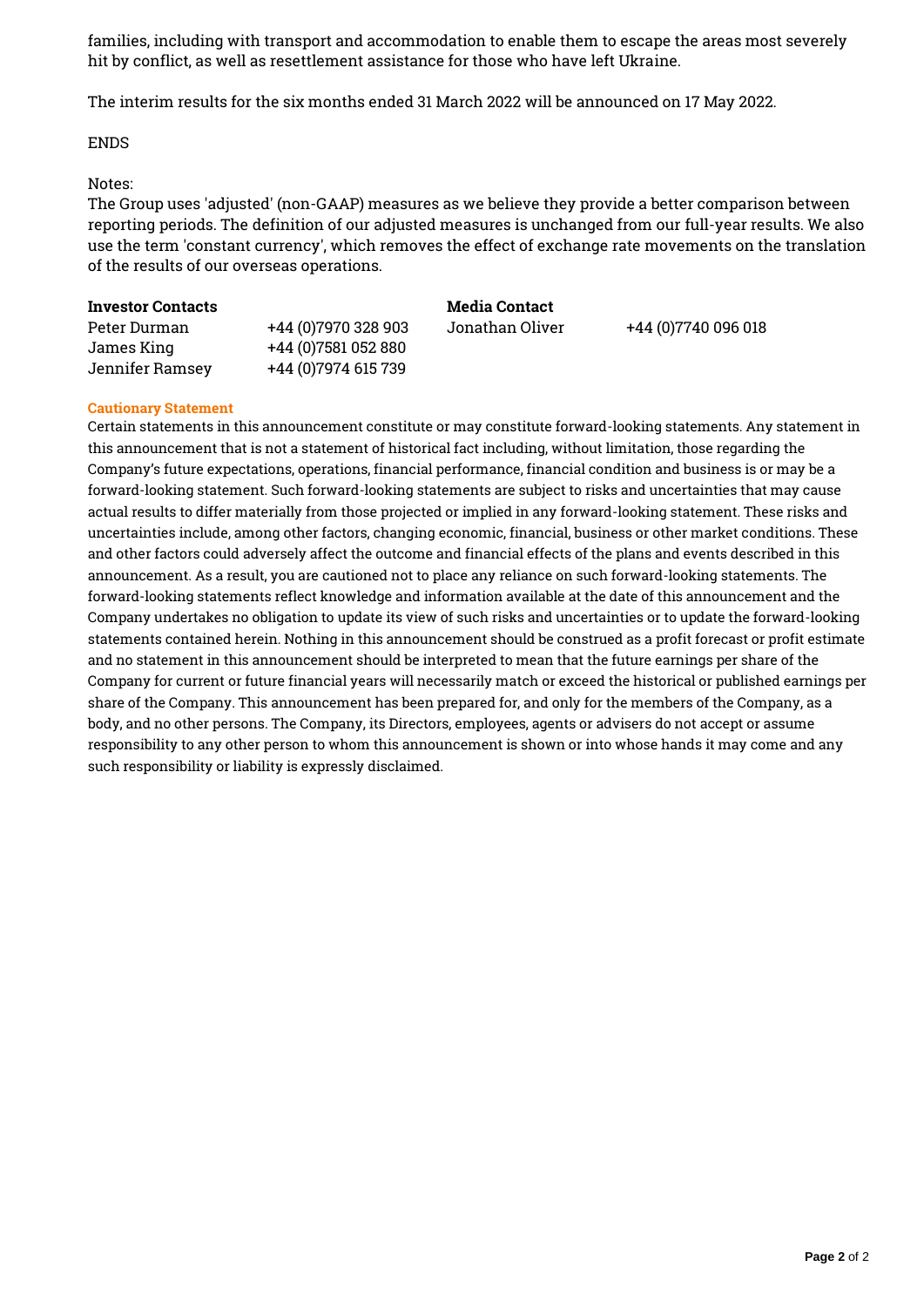families, including with transport and accommodation to enable them to escape the areas most severely hit by conflict, as well as resettlement assistance for those who have left Ukraine.

The interim results for the six months ended 31 March 2022 will be announced on 17 May 2022.

ENDS

Notes:
The Group uses 'adjusted' (non-GAAP) measures as we believe they provide a better comparison between reporting periods. The definition of our adjusted measures is unchanged from our full-year results. We also use the term 'constant currency', which removes the effect of exchange rate movements on the translation of the results of our overseas operations.

| **Investor Contacts** | | **Media Contact** | |
|---|---|---|---|
| Peter Durman | +44 (0)7970 328 903 | Jonathan Oliver | +44 (0)7740 096 018 |
| James King | +44 (0)7581 052 880 | | |
| Jennifer Ramsey | +44 (0)7974 615 739 | | |

**Cautionary Statement**

Certain statements in this announcement constitute or may constitute forward-looking statements. Any statement in this announcement that is not a statement of historical fact including, without limitation, those regarding the Company's future expectations, operations, financial performance, financial condition and business is or may be a forward-looking statement. Such forward-looking statements are subject to risks and uncertainties that may cause actual results to differ materially from those projected or implied in any forward-looking statement. These risks and uncertainties include, among other factors, changing economic, financial, business or other market conditions. These and other factors could adversely affect the outcome and financial effects of the plans and events described in this announcement. As a result, you are cautioned not to place any reliance on such forward-looking statements. The forward-looking statements reflect knowledge and information available at the date of this announcement and the Company undertakes no obligation to update its view of such risks and uncertainties or to update the forward-looking statements contained herein. Nothing in this announcement should be construed as a profit forecast or profit estimate and no statement in this announcement should be interpreted to mean that the future earnings per share of the Company for current or future financial years will necessarily match or exceed the historical or published earnings per share of the Company. This announcement has been prepared for, and only for the members of the Company, as a body, and no other persons. The Company, its Directors, employees, agents or advisers do not accept or assume responsibility to any other person to whom this announcement is shown or into whose hands it may come and any such responsibility or liability is expressly disclaimed.